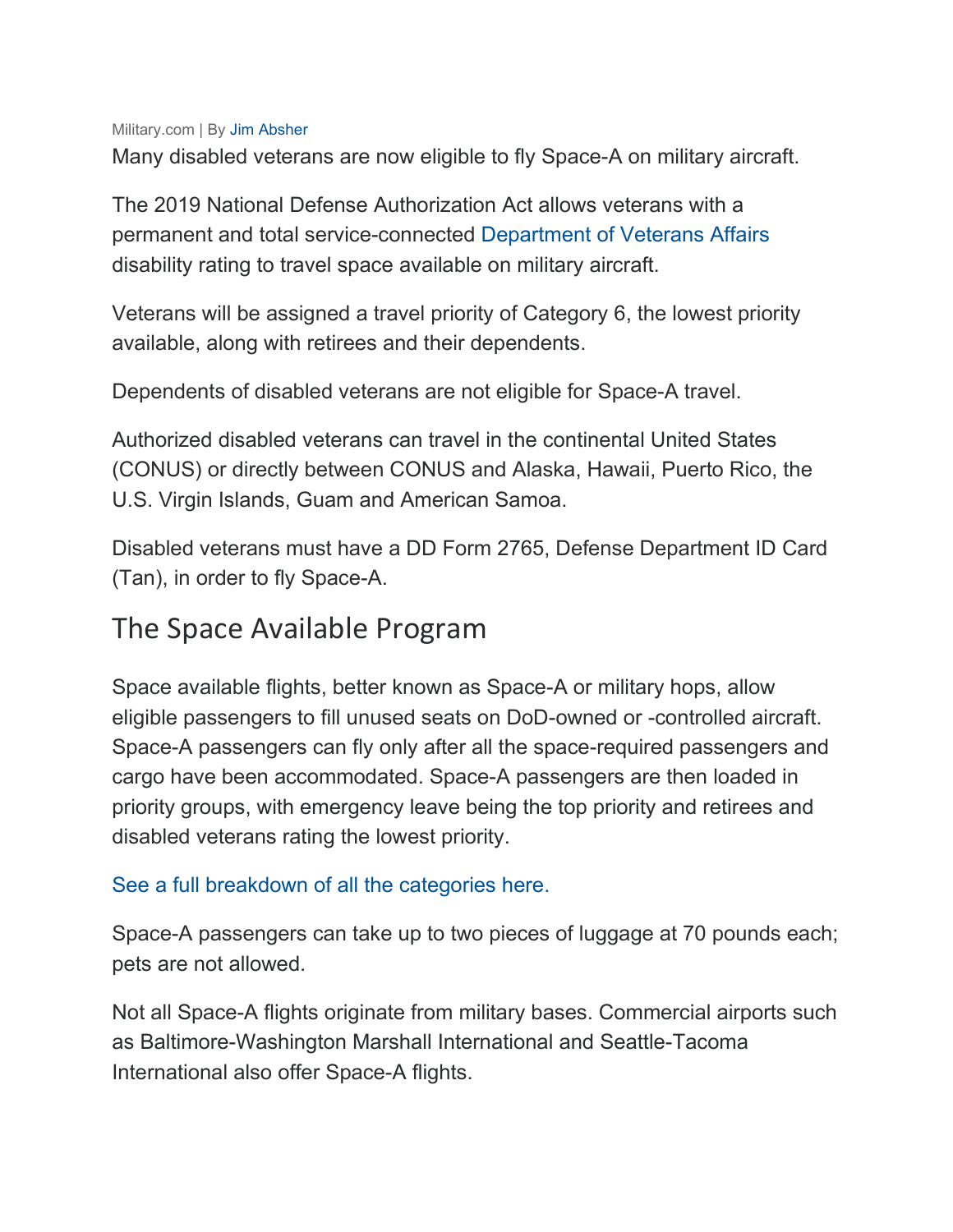Military.com | By Jim Absher

Many disabled veterans are now eligible to fly Space-A on military aircraft.

The 2019 National Defense Authorization Act allows veterans with a permanent and total service-connected Department of Veterans Affairs disability rating to travel space available on military aircraft.

Veterans will be assigned a travel priority of Category 6, the lowest priority available, along with retirees and their dependents.

Dependents of disabled veterans are not eligible for Space-A travel.

Authorized disabled veterans can travel in the continental United States (CONUS) or directly between CONUS and Alaska, Hawaii, Puerto Rico, the U.S. Virgin Islands, Guam and American Samoa.

Disabled veterans must have a DD Form 2765, Defense Department ID Card (Tan), in order to fly Space-A.

## The Space Available Program

Space available flights, better known as Space-A or military hops, allow eligible passengers to fill unused seats on DoD-owned or -controlled aircraft. Space-A passengers can fly only after all the space-required passengers and cargo have been accommodated. Space-A passengers are then loaded in priority groups, with emergency leave being the top priority and retirees and disabled veterans rating the lowest priority.

See a full breakdown of all the categories here.

Space-A passengers can take up to two pieces of luggage at 70 pounds each; pets are not allowed.

Not all Space-A flights originate from military bases. Commercial airports such as Baltimore-Washington Marshall International and Seattle-Tacoma International also offer Space-A flights.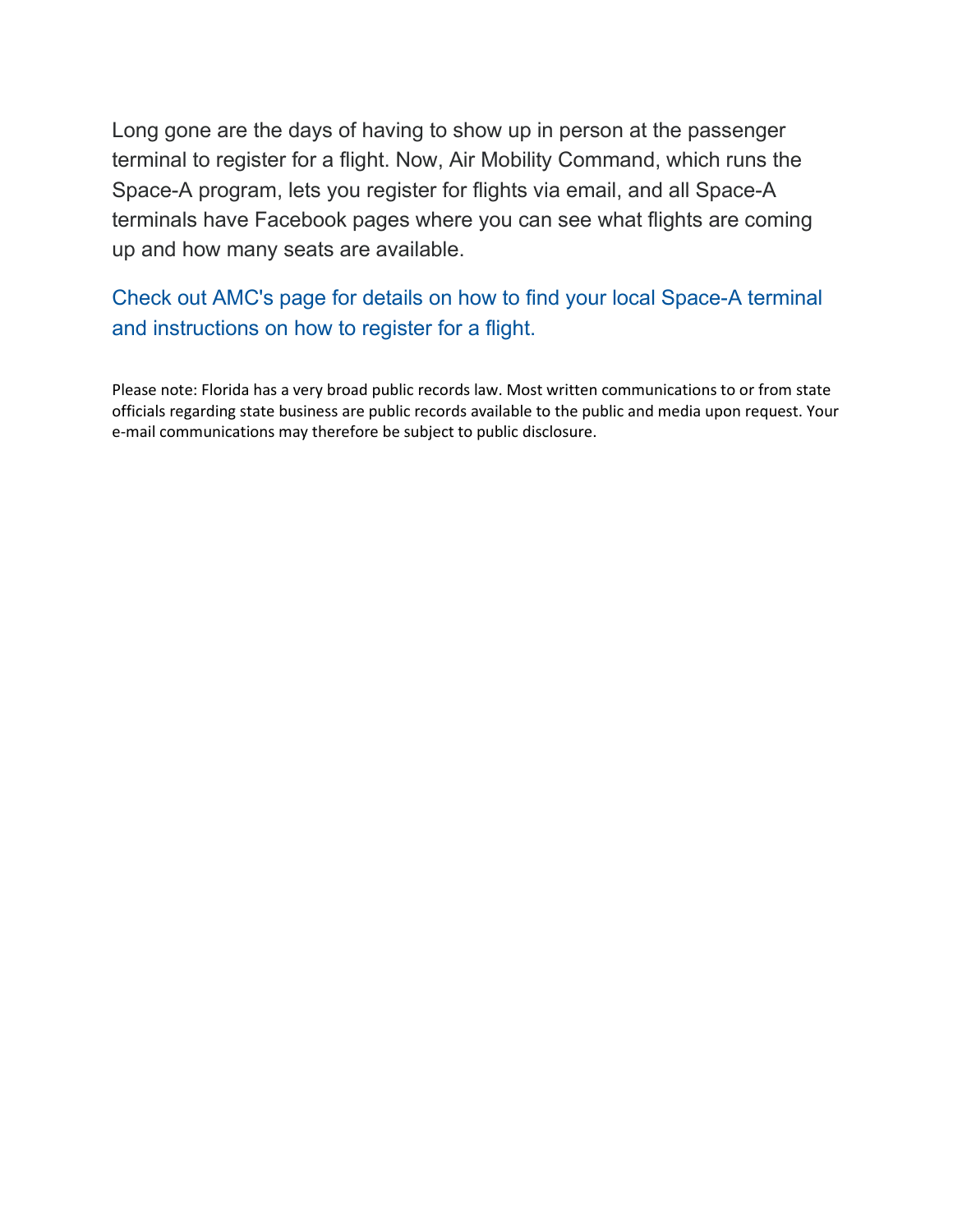Long gone are the days of having to show up in person at the passenger terminal to register for a flight. Now, Air Mobility Command, which runs the Space-A program, lets you register for flights via email, and all Space-A terminals have Facebook pages where you can see what flights are coming up and how many seats are available.

Check out AMC's page for details on how to find your local Space-A terminal and instructions on how to register for a flight.

Please note: Florida has a very broad public records law. Most written communications to or from state officials regarding state business are public records available to the public and media upon request. Your e-mail communications may therefore be subject to public disclosure.